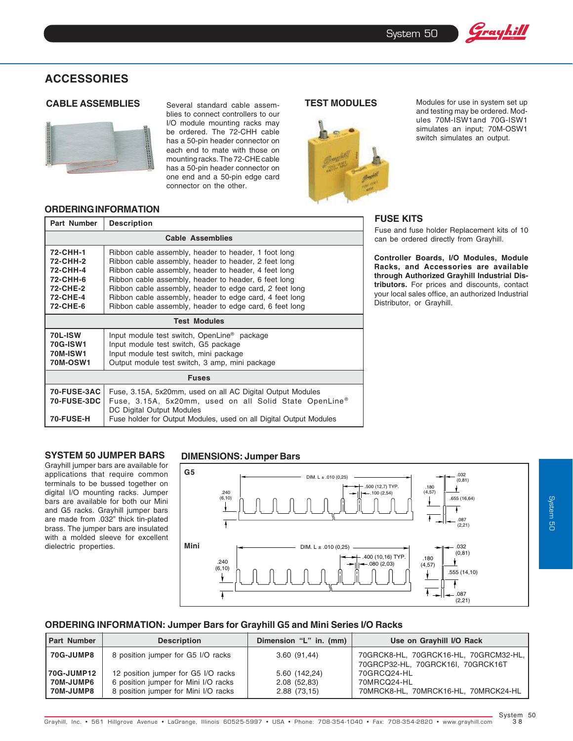# ACCESSORIES

## CABLE ASSEMBLIES

Several standard cable assemblies to connect controllers to our I/O module mounting racks may be ordered. The 72-CHH cable has a 50-pin header connector on each end to mate with those on mounting racks. The 72-CHE cable has a 50-pin header connector on one end and a 50-pin edge card connector on the other.

## TEST MODULES

Modules for use in system set up and testing may be ordered. Modules 70M-ISW1and 70G-ISW1 simulates an input; 70M-OSW1 switch simulates an output.

## ORDERING INFORMATION

| Part Number | Description |
|---|---|
| **Cable Assemblies** | |
| **72-CHH-1** | Ribbon cable assembly, header to header, 1 foot long |
| **72-CHH-2** | Ribbon cable assembly, header to header, 2 feet long |
| **72-CHH-4** | Ribbon cable assembly, header to header, 4 feet long |
| **72-CHH-6** | Ribbon cable assembly, header to header, 6 feet long |
| **72-CHE-2** | Ribbon cable assembly, header to edge card, 2 feet long |
| **72-CHE-4** | Ribbon cable assembly, header to edge card, 4 feet long |
| **72-CHE-6** | Ribbon cable assembly, header to edge card, 6 feet long |
| **Test Modules** | |
| **70L-ISW** | Input module test switch, OpenLine® package |
| **70G-ISW1** | Input module test switch, G5 package |
| **70M-ISW1** | Input module test switch, mini package |
| **70M-OSW1** | Output module test switch, 3 amp, mini package |
| **Fuses** | |
| **70-FUSE-3AC** | Fuse, 3.15A, 5x20mm, used on all AC Digital Output Modules |
| **70-FUSE-3DC** | Fuse, 3.15A, 5x20mm, used on all Solid State OpenLine® DC Digital Output Modules |
| **70-FUSE-H** | Fuse holder for Output Modules, used on all Digital Output Modules |

## FUSE KITS

Fuse and fuse holder Replacement kits of 10 can be ordered directly from Grayhill.

**Controller Boards, I/O Modules, Module Racks, and Accessories are available through Authorized Grayhill Industrial Distributors.** For prices and discounts, contact your local sales office, an authorized Industrial Distributor, or Grayhill.

## SYSTEM 50 JUMPER BARS

Grayhill jumper bars are available for applications that require common terminals to be bussed together on digital I/O mounting racks. Jumper bars are available for both our Mini and G5 racks. Grayhill jumper bars are made from .032" thick tin-plated brass. The jumper bars are insulated with a molded sleeve for excellent dielectric properties.

## DIMENSIONS: Jumper Bars

**G5**

DIM. L ± .010 (0,25); .500 (12,7) TYP.; .100 (2,54); .240 (6,10); .180 (4,57); .032 (0,81); .655 (16,64); .087 (2,21)

**Mini**

DIM. L ± .010 (0,25); .400 (10,16) TYP.; .080 (2,03); .240 (6,10); .180 (4,57); .032 (0,81); .555 (14,10); .087 (2,21)

## ORDERING INFORMATION: Jumper Bars for Grayhill G5 and Mini Series I/O Racks

| Part Number | Description | Dimension "L" in. (mm) | Use on Grayhill I/O Rack |
|---|---|---|---|
| **70G-JUMP8** | 8 position jumper for G5 I/O racks | 3.60 (91,44) | 70GRCK8-HL, 70GRCK16-HL, 70GRCM32-HL, 70GRCP32-HL, 70GRCK16I, 70GRCK16T |
| **70G-JUMP12** | 12 position jumper for G5 I/O racks | 5.60 (142,24) | 70GRCQ24-HL |
| **70M-JUMP6** | 6 position jumper for Mini I/O racks | 2.08 (52,83) | 70MRCQ24-HL |
| **70M-JUMP8** | 8 position jumper for Mini I/O racks | 2.88 (73,15) | 70MRCK8-HL, 70MRCK16-HL, 70MRCK24-HL |

Grayhill, Inc. • 561 Hillgrove Avenue • LaGrange, Illinois 60525-5997 • USA • Phone: 708-354-1040 • Fax: 708-354-2820 • www.grayhill.com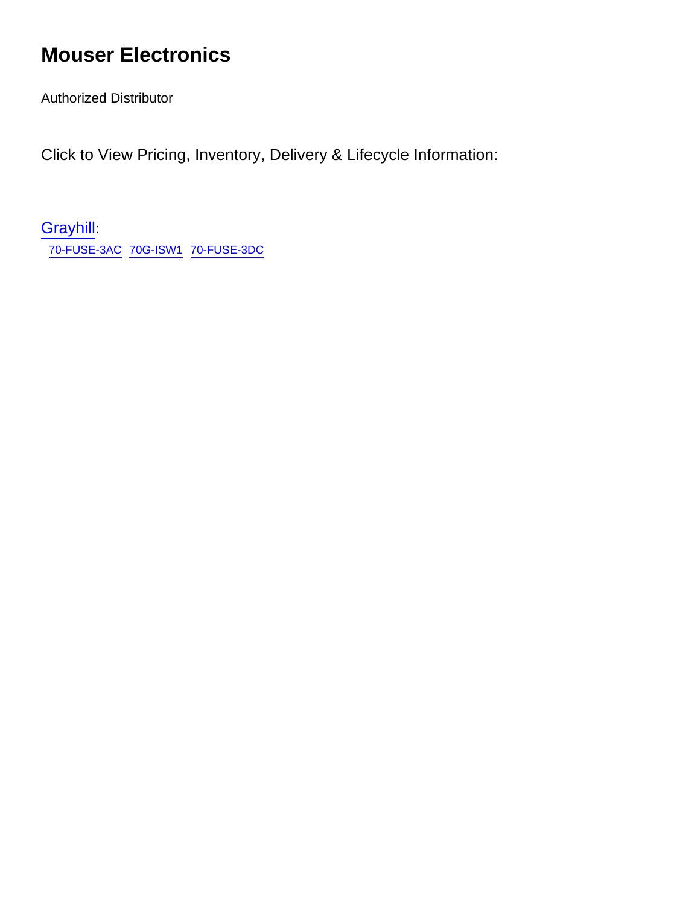# Mouser Electronics

Authorized Distributor

Click to View Pricing, Inventory, Delivery & Lifecycle Information:

Grayhill:

70-FUSE-3AC 70G-ISW1 70-FUSE-3DC